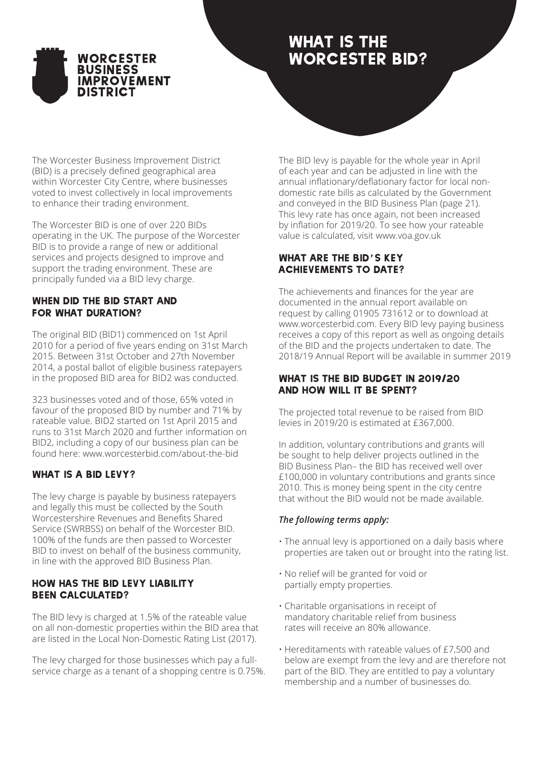WORCESTER BUSINESS IMPROVEMENT DISTRICT

# WHAT IS THE WORCESTER BID?

The Worcester Business Improvement District (BID) is a precisely defined geographical area within Worcester City Centre, where businesses voted to invest collectively in local improvements to enhance their trading environment.

The Worcester BID is one of over 220 BIDs operating in the UK. The purpose of the Worcester BID is to provide a range of new or additional services and projects designed to improve and support the trading environment. These are principally funded via a BID levy charge.

## WHEN DID THE BID START AND FOR WHAT DURATION?

The original BID (BID1) commenced on 1st April 2010 for a period of five years ending on 31st March 2015. Between 31st October and 27th November 2014, a postal ballot of eligible business ratepayers in the proposed BID area for BID2 was conducted.

323 businesses voted and of those, 65% voted in favour of the proposed BID by number and 71% by rateable value. BID2 started on 1st April 2015 and runs to 31st March 2020 and further information on BID2, including a copy of our business plan can be found here: www.worcesterbid.com/about-the-bid

## WHAT IS A BID LEVY?

The levy charge is payable by business ratepayers and legally this must be collected by the South Worcestershire Revenues and Benefits Shared Service (SWRBSS) on behalf of the Worcester BID. 100% of the funds are then passed to Worcester BID to invest on behalf of the business community, in line with the approved BID Business Plan.

## HOW HAS THE BID LEVY LIABILITY BEEN CALCULATED?

The BID levy is charged at 1.5% of the rateable value on all non-domestic properties within the BID area that are listed in the Local Non-Domestic Rating List (2017).

The levy charged for those businesses which pay a full-service charge as a tenant of a shopping centre is 0.75%.

The BID levy is payable for the whole year in April of each year and can be adjusted in line with the annual inflationary/deflationary factor for local non-domestic rate bills as calculated by the Government and conveyed in the BID Business Plan (page 21). This levy rate has once again, not been increased by inflation for 2019/20. To see how your rateable value is calculated, visit www.voa.gov.uk

## WHAT ARE THE BID'S KEY ACHIEVEMENTS TO DATE?

The achievements and finances for the year are documented in the annual report available on request by calling 01905 731612 or to download at www.worcesterbid.com. Every BID levy paying business receives a copy of this report as well as ongoing details of the BID and the projects undertaken to date. The 2018/19 Annual Report will be available in summer 2019

## WHAT IS THE BID BUDGET IN 2019/20 AND HOW WILL IT BE SPENT?

The projected total revenue to be raised from BID levies in 2019/20 is estimated at £367,000.

In addition, voluntary contributions and grants will be sought to help deliver projects outlined in the BID Business Plan– the BID has received well over £100,000 in voluntary contributions and grants since 2010. This is money being spent in the city centre that without the BID would not be made available.

***The following terms apply:***

- The annual levy is apportioned on a daily basis where properties are taken out or brought into the rating list.
- No relief will be granted for void or partially empty properties.
- Charitable organisations in receipt of mandatory charitable relief from business rates will receive an 80% allowance.
- Hereditaments with rateable values of £7,500 and below are exempt from the levy and are therefore not part of the BID. They are entitled to pay a voluntary membership and a number of businesses do.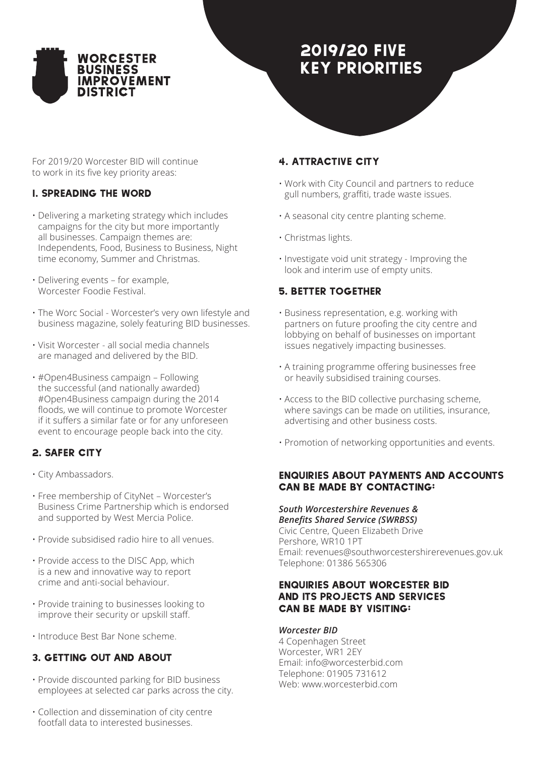**WORCESTER BUSINESS IMPROVEMENT DISTRICT**

# 2019/20 FIVE KEY PRIORITIES

For 2019/20 Worcester BID will continue to work in its five key priority areas:

## 1. SPREADING THE WORD

- Delivering a marketing strategy which includes campaigns for the city but more importantly all businesses. Campaign themes are: Independents, Food, Business to Business, Night time economy, Summer and Christmas.
- Delivering events – for example, Worcester Foodie Festival.
- The Worc Social - Worcester's very own lifestyle and business magazine, solely featuring BID businesses.
- Visit Worcester - all social media channels are managed and delivered by the BID.
- #Open4Business campaign – Following the successful (and nationally awarded) #Open4Business campaign during the 2014 floods, we will continue to promote Worcester if it suffers a similar fate or for any unforeseen event to encourage people back into the city.

## 2. SAFER CITY

- City Ambassadors.
- Free membership of CityNet – Worcester's Business Crime Partnership which is endorsed and supported by West Mercia Police.
- Provide subsidised radio hire to all venues.
- Provide access to the DISC App, which is a new and innovative way to report crime and anti-social behaviour.
- Provide training to businesses looking to improve their security or upskill staff.
- Introduce Best Bar None scheme.

## 3. GETTING OUT AND ABOUT

- Provide discounted parking for BID business employees at selected car parks across the city.
- Collection and dissemination of city centre footfall data to interested businesses.

## 4. ATTRACTIVE CITY

- Work with City Council and partners to reduce gull numbers, graffiti, trade waste issues.
- A seasonal city centre planting scheme.
- Christmas lights.
- Investigate void unit strategy - Improving the look and interim use of empty units.

## 5. BETTER TOGETHER

- Business representation, e.g. working with partners on future proofing the city centre and lobbying on behalf of businesses on important issues negatively impacting businesses.
- A training programme offering businesses free or heavily subsidised training courses.
- Access to the BID collective purchasing scheme, where savings can be made on utilities, insurance, advertising and other business costs.
- Promotion of networking opportunities and events.

### ENQUIRIES ABOUT PAYMENTS AND ACCOUNTS CAN BE MADE BY CONTACTING:

***South Worcestershire Revenues & Benefits Shared Service (SWRBSS)***
Civic Centre, Queen Elizabeth Drive
Pershore, WR10 1PT
Email: revenues@southworcestershirerevenues.gov.uk
Telephone: 01386 565306

### ENQUIRIES ABOUT WORCESTER BID AND ITS PROJECTS AND SERVICES CAN BE MADE BY VISITING:

***Worcester BID***
4 Copenhagen Street
Worcester, WR1 2EY
Email: info@worcesterbid.com
Telephone: 01905 731612
Web: www.worcesterbid.com